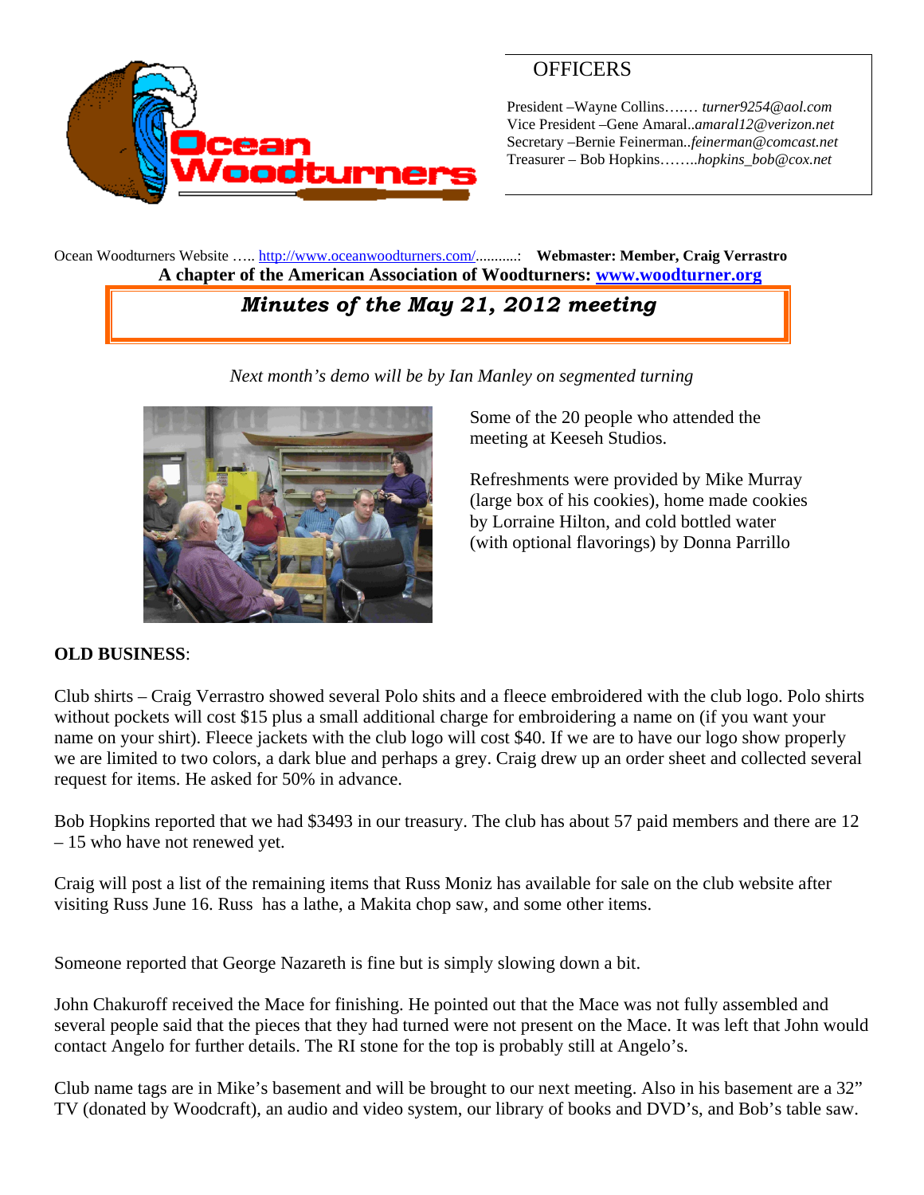## OFFICERS

President –Wayne Collins…..… *turner9254@aol.com*
Vice President –Gene Amaral..*amaral12@verizon.net*
Secretary –Bernie Feinerman..*feinerman@comcast.net*
Treasurer – Bob Hopkins……..*hopkins_bob@cox.net*

Ocean Woodturners Website ….. http://www.oceanwoodturners.com/..........: **Webmaster: Member, Craig Verrastro**

**A chapter of the American Association of Woodturners: www.woodturner.org**

# *Minutes of the May 21, 2012 meeting*

*Next month's demo will be by Ian Manley on segmented turning*

Some of the 20 people who attended the meeting at Keeseh Studios.

Refreshments were provided by Mike Murray (large box of his cookies), home made cookies by Lorraine Hilton, and cold bottled water (with optional flavorings) by Donna Parrillo

**OLD BUSINESS**:

Club shirts – Craig Verrastro showed several Polo shits and a fleece embroidered with the club logo. Polo shirts without pockets will cost $15 plus a small additional charge for embroidering a name on (if you want your name on your shirt). Fleece jackets with the club logo will cost $40. If we are to have our logo show properly we are limited to two colors, a dark blue and perhaps a grey. Craig drew up an order sheet and collected several request for items. He asked for 50% in advance.

Bob Hopkins reported that we had $3493 in our treasury. The club has about 57 paid members and there are 12 – 15 who have not renewed yet.

Craig will post a list of the remaining items that Russ Moniz has available for sale on the club website after visiting Russ June 16. Russ has a lathe, a Makita chop saw, and some other items.

Someone reported that George Nazareth is fine but is simply slowing down a bit.

John Chakuroff received the Mace for finishing. He pointed out that the Mace was not fully assembled and several people said that the pieces that they had turned were not present on the Mace. It was left that John would contact Angelo for further details. The RI stone for the top is probably still at Angelo's.

Club name tags are in Mike's basement and will be brought to our next meeting. Also in his basement are a 32" TV (donated by Woodcraft), an audio and video system, our library of books and DVD's, and Bob's table saw.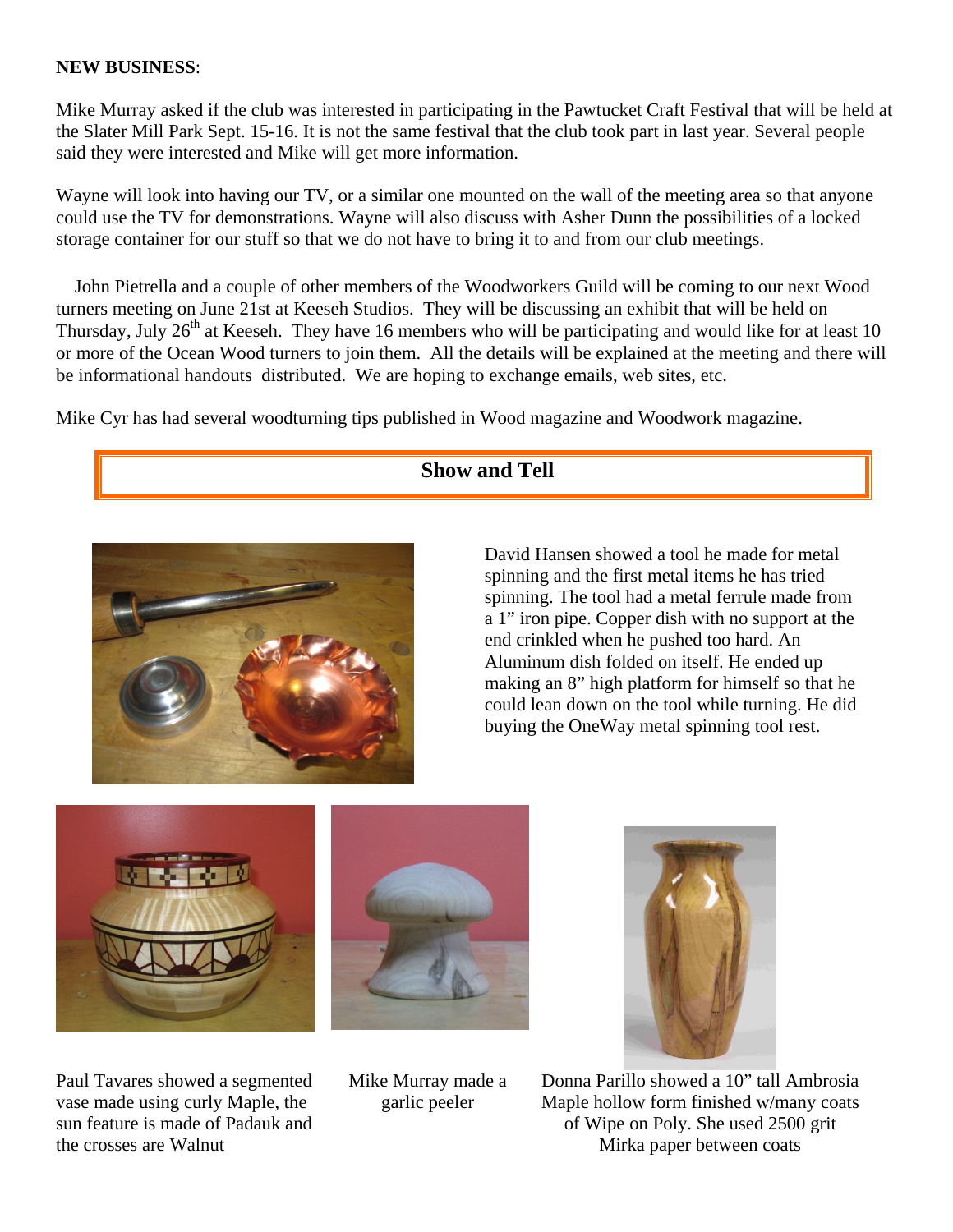**NEW BUSINESS**:

Mike Murray asked if the club was interested in participating in the Pawtucket Craft Festival that will be held at the Slater Mill Park Sept. 15-16. It is not the same festival that the club took part in last year. Several people said they were interested and Mike will get more information.

Wayne will look into having our TV, or a similar one mounted on the wall of the meeting area so that anyone could use the TV for demonstrations. Wayne will also discuss with Asher Dunn the possibilities of a locked storage container for our stuff so that we do not have to bring it to and from our club meetings.

John Pietrella and a couple of other members of the Woodworkers Guild will be coming to our next Wood turners meeting on June 21st at Keeseh Studios. They will be discussing an exhibit that will be held on Thursday, July 26th at Keeseh. They have 16 members who will be participating and would like for at least 10 or more of the Ocean Wood turners to join them. All the details will be explained at the meeting and there will be informational handouts distributed. We are hoping to exchange emails, web sites, etc.

Mike Cyr has had several woodturning tips published in Wood magazine and Woodwork magazine.

## Show and Tell

David Hansen showed a tool he made for metal spinning and the first metal items he has tried spinning. The tool had a metal ferrule made from a 1" iron pipe. Copper dish with no support at the end crinkled when he pushed too hard. An Aluminum dish folded on itself. He ended up making an 8" high platform for himself so that he could lean down on the tool while turning. He did buying the OneWay metal spinning tool rest.

Paul Tavares showed a segmented vase made using curly Maple, the sun feature is made of Padauk and the crosses are Walnut

Mike Murray made a garlic peeler

Donna Parillo showed a 10" tall Ambrosia Maple hollow form finished w/many coats of Wipe on Poly. She used 2500 grit Mirka paper between coats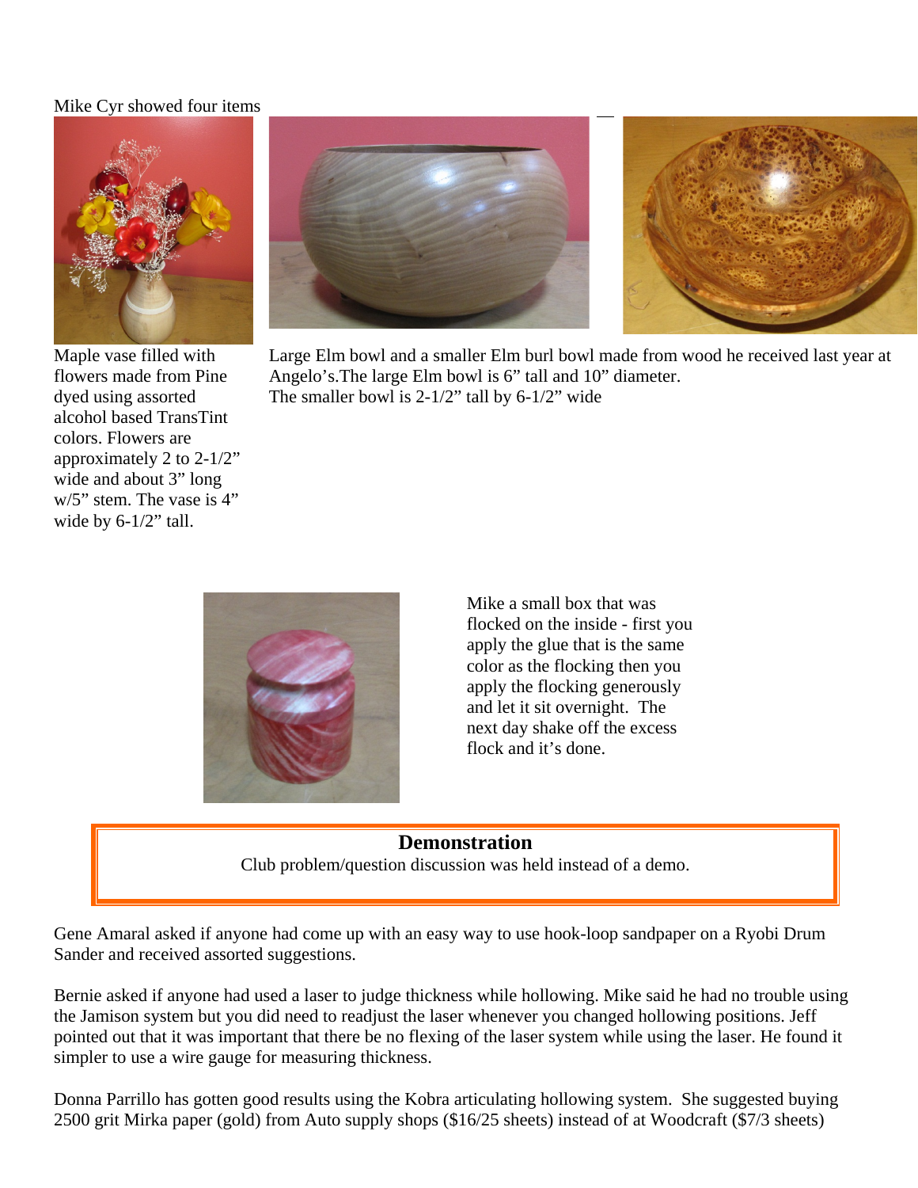Mike Cyr showed four items

Maple vase filled with flowers made from Pine dyed using assorted alcohol based TransTint colors. Flowers are approximately 2 to 2-1/2" wide and about 3" long w/5" stem. The vase is 4" wide by 6-1/2" tall.

Large Elm bowl and a smaller Elm burl bowl made from wood he received last year at Angelo's.The large Elm bowl is 6" tall and 10" diameter.
The smaller bowl is 2-1/2" tall by 6-1/2" wide

Mike a small box that was flocked on the inside - first you apply the glue that is the same color as the flocking then you apply the flocking generously and let it sit overnight. The next day shake off the excess flock and it's done.

## Demonstration

Club problem/question discussion was held instead of a demo.

Gene Amaral asked if anyone had come up with an easy way to use hook-loop sandpaper on a Ryobi Drum Sander and received assorted suggestions.

Bernie asked if anyone had used a laser to judge thickness while hollowing. Mike said he had no trouble using the Jamison system but you did need to readjust the laser whenever you changed hollowing positions. Jeff pointed out that it was important that there be no flexing of the laser system while using the laser. He found it simpler to use a wire gauge for measuring thickness.

Donna Parrillo has gotten good results using the Kobra articulating hollowing system. She suggested buying 2500 grit Mirka paper (gold) from Auto supply shops ($16/25 sheets) instead of at Woodcraft ($7/3 sheets)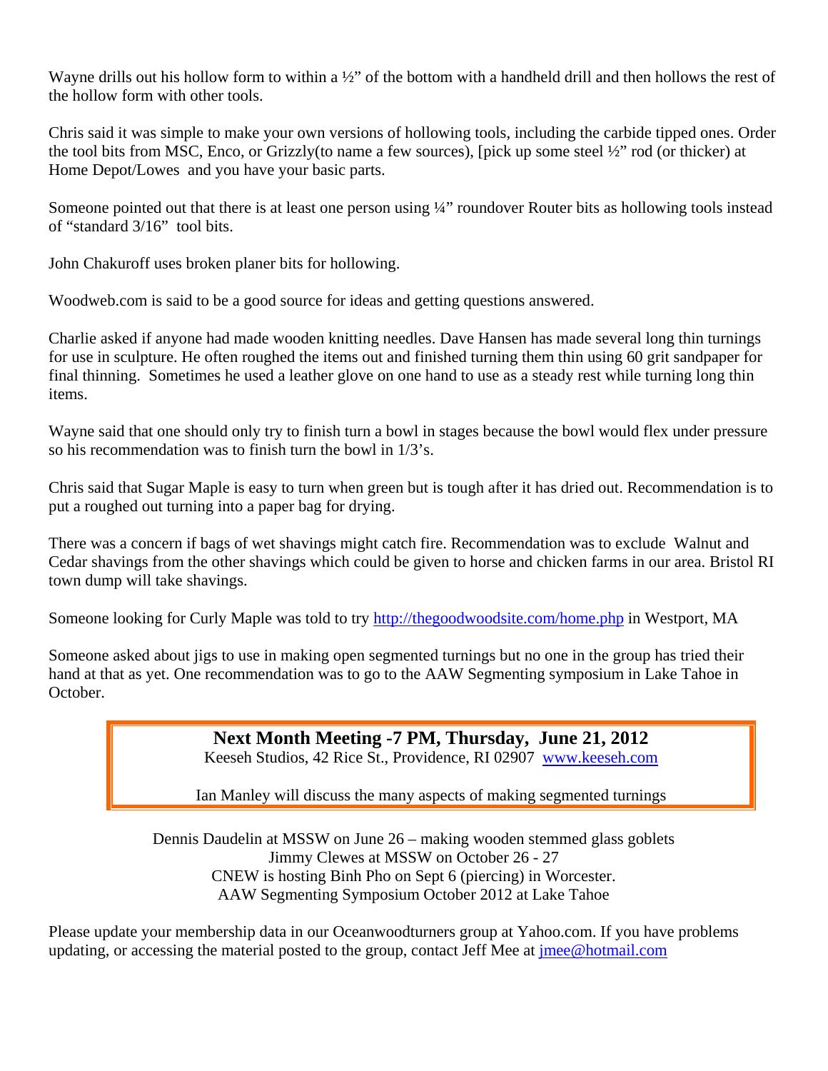Wayne drills out his hollow form to within a ½" of the bottom with a handheld drill and then hollows the rest of the hollow form with other tools.

Chris said it was simple to make your own versions of hollowing tools, including the carbide tipped ones. Order the tool bits from MSC, Enco, or Grizzly(to name a few sources), [pick up some steel ½" rod (or thicker) at Home Depot/Lowes and you have your basic parts.

Someone pointed out that there is at least one person using ¼" roundover Router bits as hollowing tools instead of "standard 3/16" tool bits.

John Chakuroff uses broken planer bits for hollowing.

Woodweb.com is said to be a good source for ideas and getting questions answered.

Charlie asked if anyone had made wooden knitting needles. Dave Hansen has made several long thin turnings for use in sculpture. He often roughed the items out and finished turning them thin using 60 grit sandpaper for final thinning. Sometimes he used a leather glove on one hand to use as a steady rest while turning long thin items.

Wayne said that one should only try to finish turn a bowl in stages because the bowl would flex under pressure so his recommendation was to finish turn the bowl in 1/3's.

Chris said that Sugar Maple is easy to turn when green but is tough after it has dried out. Recommendation is to put a roughed out turning into a paper bag for drying.

There was a concern if bags of wet shavings might catch fire. Recommendation was to exclude Walnut and Cedar shavings from the other shavings which could be given to horse and chicken farms in our area. Bristol RI town dump will take shavings.

Someone looking for Curly Maple was told to try http://thegoodwoodsite.com/home.php in Westport, MA

Someone asked about jigs to use in making open segmented turnings but no one in the group has tried their hand at that as yet. One recommendation was to go to the AAW Segmenting symposium in Lake Tahoe in October.

**Next Month Meeting -7 PM, Thursday, June 21, 2012**

Keeseh Studios, 42 Rice St., Providence, RI 02907 www.keeseh.com

Ian Manley will discuss the many aspects of making segmented turnings

Dennis Daudelin at MSSW on June 26 – making wooden stemmed glass goblets
Jimmy Clewes at MSSW on October 26 - 27
CNEW is hosting Binh Pho on Sept 6 (piercing) in Worcester.
AAW Segmenting Symposium October 2012 at Lake Tahoe

Please update your membership data in our Oceanwoodturners group at Yahoo.com. If you have problems updating, or accessing the material posted to the group, contact Jeff Mee at jmee@hotmail.com